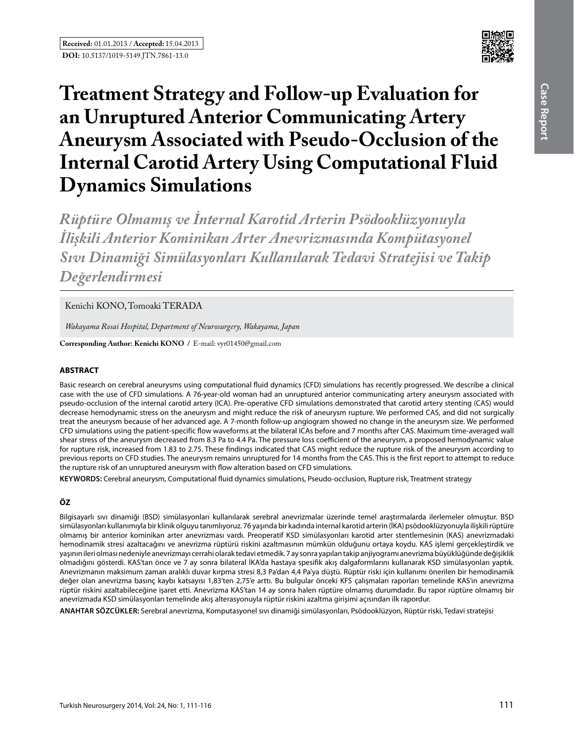**Received:** 01.01.2013 / **Accepted:** 15.04.2013

**DOI:** 10.5137/1019-5149.JTN.7861-13.0

# Treatment Strategy and Follow-up Evaluation for an Unruptured Anterior Communicating Artery Aneurysm Associated with Pseudo-Occlusion of the Internal Carotid Artery Using Computational Fluid Dynamics Simulations

## *Rüptüre Olmamış ve İnternal Karotid Arterin Psödooklüzyonuyla İlişkili Anterior Kominikan Arter Anevrizmasında Kompütasyonel Sıvı Dinamiği Simülasyonları Kullanılarak Tedavi Stratejisi ve Takip Değerlendirmesi*

Kenichi KONO, Tomoaki TERADA

*Wakayama Rosai Hospital, Department of Neurosurgery, Wakayama, Japan*

**Corresponding Author: Kenichi KONO** / E-mail: vyr01450@gmail.com

### ABSTRACT

Basic research on cerebral aneurysms using computational fluid dynamics (CFD) simulations has recently progressed. We describe a clinical case with the use of CFD simulations. A 76-year-old woman had an unruptured anterior communicating artery aneurysm associated with pseudo-occlusion of the internal carotid artery (ICA). Pre-operative CFD simulations demonstrated that carotid artery stenting (CAS) would decrease hemodynamic stress on the aneurysm and might reduce the risk of aneurysm rupture. We performed CAS, and did not surgically treat the aneurysm because of her advanced age. A 7-month follow-up angiogram showed no change in the aneurysm size. We performed CFD simulations using the patient-specific flow waveforms at the bilateral ICAs before and 7 months after CAS. Maximum time-averaged wall shear stress of the aneurysm decreased from 8.3 Pa to 4.4 Pa. The pressure loss coefficient of the aneurysm, a proposed hemodynamic value for rupture risk, increased from 1.83 to 2.75. These findings indicated that CAS might reduce the rupture risk of the aneurysm according to previous reports on CFD studies. The aneurysm remains unruptured for 14 months from the CAS. This is the first report to attempt to reduce the rupture risk of an unruptured aneurysm with flow alteration based on CFD simulations.

**KEYWORDS:** Cerebral aneurysm, Computational fluid dynamics simulations, Pseudo-occlusion, Rupture risk, Treatment strategy

### ÖZ

Bilgisayarlı sıvı dinamiği (BSD) simülasyonları kullanılarak serebral anevrizmalar üzerinde temel araştırmalarda ilerlemeler olmuştur. BSD simülasyonları kullanımıyla bir klinik olguyu tanımlıyoruz. 76 yaşında bir kadında internal karotid arterin (İKA) psödooklüzyonuyla ilişkili rüptüre olmamış bir anterior kominikan arter anevrizması vardı. Preoperatif KSD simülasyonları karotid arter stentlemesinin (KAS) anevrizmadaki hemodinamik stresi azaltacağını ve anevrizma rüptürü riskini azaltmasının mümkün olduğunu ortaya koydu. KAS işlemi gerçekleştirdik ve yaşının ileri olması nedeniyle anevrizmayı cerrahi olarak tedavi etmedik. 7 ay sonra yapılan takip anjiyogramı anevrizma büyüklüğünde değişiklik olmadığını gösterdi. KAS'tan önce ve 7 ay sonra bilateral İKA'da hastaya spesifik akış dalgaformlarını kullanarak KSD simülasyonları yaptık. Anevrizmanın maksimum zaman aralıklı duvar kırpma stresi 8,3 Pa'dan 4,4 Pa'ya düştü. Rüptür riski için kullanımı önerilen bir hemodinamik değer olan anevrizma basınç kaybı katsayısı 1,83'ten 2,75'e arttı. Bu bulgular önceki KFS çalışmaları raporları temelinde KAS'ın anevrizma rüptür riskini azaltabileceğine işaret etti. Anevrizma KAS'tan 14 ay sonra halen rüptüre olmamış durumdadır. Bu rapor rüptüre olmamış bir anevrizmada KSD simülasyonları temelinde akış alterasyonuyla rüptür riskini azaltma girişimi açısından ilk rapordur.

**ANAHTAR SÖZCÜKLER:** Serebral anevrizma, Komputasyonel sıvı dinamiği simülasyonları, Psödooklüzyon, Rüptür riski, Tedavi stratejisi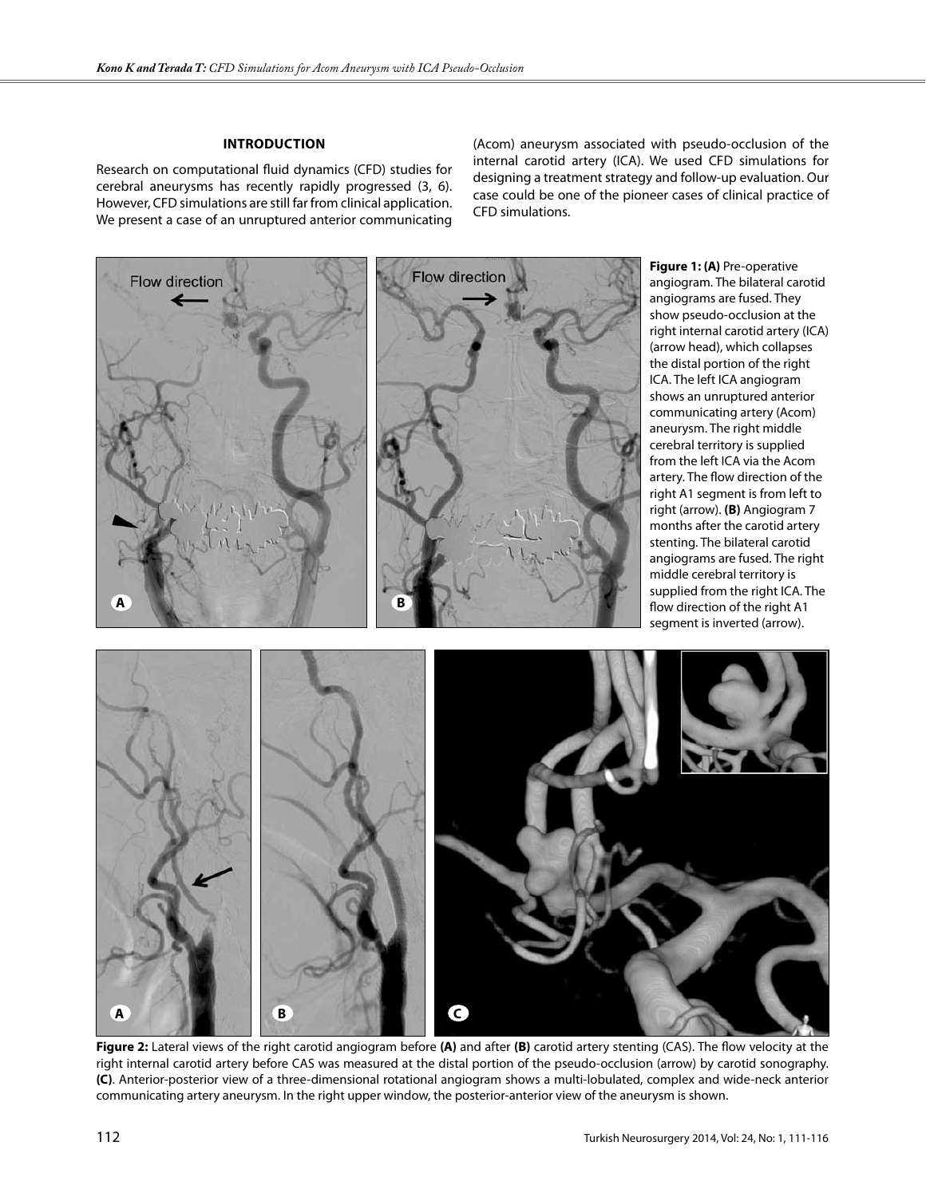## INTRODUCTION

Research on computational fluid dynamics (CFD) studies for cerebral aneurysms has recently rapidly progressed (3, 6). However, CFD simulations are still far from clinical application. We present a case of an unruptured anterior communicating (Acom) aneurysm associated with pseudo-occlusion of the internal carotid artery (ICA). We used CFD simulations for designing a treatment strategy and follow-up evaluation. Our case could be one of the pioneer cases of clinical practice of CFD simulations.

**Figure 1: (A)** Pre-operative angiogram. The bilateral carotid angiograms are fused. They show pseudo-occlusion at the right internal carotid artery (ICA) (arrow head), which collapses the distal portion of the right ICA. The left ICA angiogram shows an unruptured anterior communicating artery (Acom) aneurysm. The right middle cerebral territory is supplied from the left ICA via the Acom artery. The flow direction of the right A1 segment is from left to right (arrow). **(B)** Angiogram 7 months after the carotid artery stenting. The bilateral carotid angiograms are fused. The right middle cerebral territory is supplied from the right ICA. The flow direction of the right A1 segment is inverted (arrow).

**Figure 2:** Lateral views of the right carotid angiogram before **(A)** and after **(B)** carotid artery stenting (CAS). The flow velocity at the right internal carotid artery before CAS was measured at the distal portion of the pseudo-occlusion (arrow) by carotid sonography. **(C)**. Anterior-posterior view of a three-dimensional rotational angiogram shows a multi-lobulated, complex and wide-neck anterior communicating artery aneurysm. In the right upper window, the posterior-anterior view of the aneurysm is shown.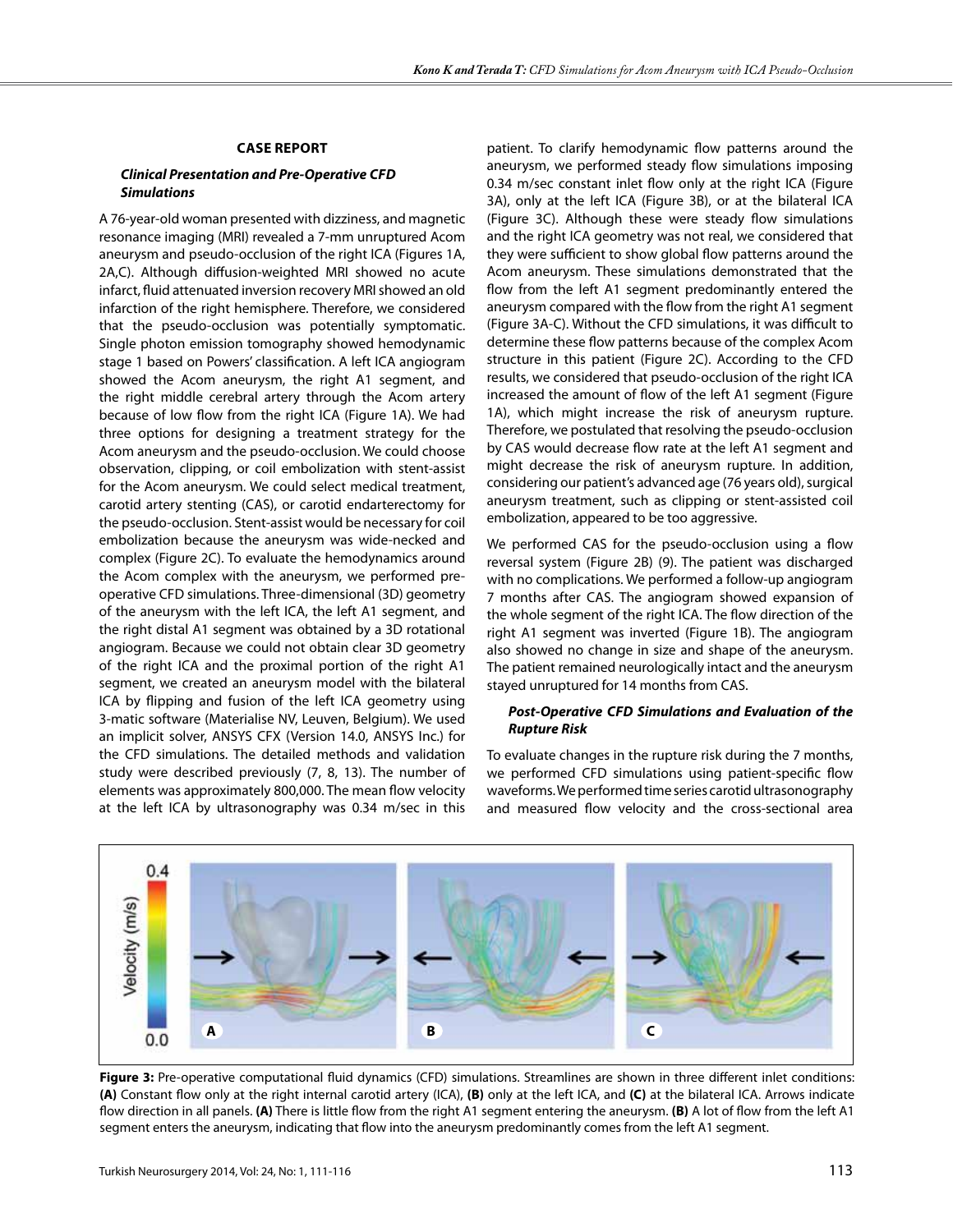## CASE REPORT

### *Clinical Presentation and Pre-Operative CFD Simulations*

A 76-year-old woman presented with dizziness, and magnetic resonance imaging (MRI) revealed a 7-mm unruptured Acom aneurysm and pseudo-occlusion of the right ICA (Figures 1A, 2A,C). Although diffusion-weighted MRI showed no acute infarct, fluid attenuated inversion recovery MRI showed an old infarction of the right hemisphere. Therefore, we considered that the pseudo-occlusion was potentially symptomatic. Single photon emission tomography showed hemodynamic stage 1 based on Powers' classification. A left ICA angiogram showed the Acom aneurysm, the right A1 segment, and the right middle cerebral artery through the Acom artery because of low flow from the right ICA (Figure 1A). We had three options for designing a treatment strategy for the Acom aneurysm and the pseudo-occlusion. We could choose observation, clipping, or coil embolization with stent-assist for the Acom aneurysm. We could select medical treatment, carotid artery stenting (CAS), or carotid endarterectomy for the pseudo-occlusion. Stent-assist would be necessary for coil embolization because the aneurysm was wide-necked and complex (Figure 2C). To evaluate the hemodynamics around the Acom complex with the aneurysm, we performed pre-operative CFD simulations. Three-dimensional (3D) geometry of the aneurysm with the left ICA, the left A1 segment, and the right distal A1 segment was obtained by a 3D rotational angiogram. Because we could not obtain clear 3D geometry of the right ICA and the proximal portion of the right A1 segment, we created an aneurysm model with the bilateral ICA by flipping and fusion of the left ICA geometry using 3-matic software (Materialise NV, Leuven, Belgium). We used an implicit solver, ANSYS CFX (Version 14.0, ANSYS Inc.) for the CFD simulations. The detailed methods and validation study were described previously (7, 8, 13). The number of elements was approximately 800,000. The mean flow velocity at the left ICA by ultrasonography was 0.34 m/sec in this patient. To clarify hemodynamic flow patterns around the aneurysm, we performed steady flow simulations imposing 0.34 m/sec constant inlet flow only at the right ICA (Figure 3A), only at the left ICA (Figure 3B), or at the bilateral ICA (Figure 3C). Although these were steady flow simulations and the right ICA geometry was not real, we considered that they were sufficient to show global flow patterns around the Acom aneurysm. These simulations demonstrated that the flow from the left A1 segment predominantly entered the aneurysm compared with the flow from the right A1 segment (Figure 3A-C). Without the CFD simulations, it was difficult to determine these flow patterns because of the complex Acom structure in this patient (Figure 2C). According to the CFD results, we considered that pseudo-occlusion of the right ICA increased the amount of flow of the left A1 segment (Figure 1A), which might increase the risk of aneurysm rupture. Therefore, we postulated that resolving the pseudo-occlusion by CAS would decrease flow rate at the left A1 segment and might decrease the risk of aneurysm rupture. In addition, considering our patient's advanced age (76 years old), surgical aneurysm treatment, such as clipping or stent-assisted coil embolization, appeared to be too aggressive.

We performed CAS for the pseudo-occlusion using a flow reversal system (Figure 2B) (9). The patient was discharged with no complications. We performed a follow-up angiogram 7 months after CAS. The angiogram showed expansion of the whole segment of the right ICA. The flow direction of the right A1 segment was inverted (Figure 1B). The angiogram also showed no change in size and shape of the aneurysm. The patient remained neurologically intact and the aneurysm stayed unruptured for 14 months from CAS.

### *Post-Operative CFD Simulations and Evaluation of the Rupture Risk*

To evaluate changes in the rupture risk during the 7 months, we performed CFD simulations using patient-specific flow waveforms. We performed time series carotid ultrasonography and measured flow velocity and the cross-sectional area

**Figure 3:** Pre-operative computational fluid dynamics (CFD) simulations. Streamlines are shown in three different inlet conditions: **(A)** Constant flow only at the right internal carotid artery (ICA), **(B)** only at the left ICA, and **(C)** at the bilateral ICA. Arrows indicate flow direction in all panels. **(A)** There is little flow from the right A1 segment entering the aneurysm. **(B)** A lot of flow from the left A1 segment enters the aneurysm, indicating that flow into the aneurysm predominantly comes from the left A1 segment.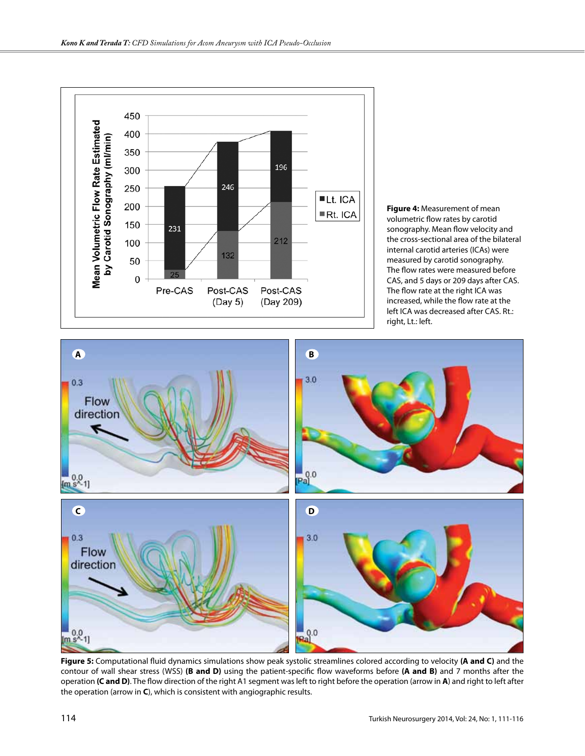**Figure 4:** Measurement of mean volumetric flow rates by carotid sonography. Mean flow velocity and the cross-sectional area of the bilateral internal carotid arteries (ICAs) were measured by carotid sonography. The flow rates were measured before CAS, and 5 days or 209 days after CAS. The flow rate at the right ICA was increased, while the flow rate at the left ICA was decreased after CAS. Rt.: right, Lt.: left.

**Figure 5:** Computational fluid dynamics simulations show peak systolic streamlines colored according to velocity **(A and C)** and the contour of wall shear stress (WSS) **(B and D)** using the patient-specific flow waveforms before **(A and B)** and 7 months after the operation **(C and D)**. The flow direction of the right A1 segment was left to right before the operation (arrow in **A**) and right to left after the operation (arrow in **C**), which is consistent with angiographic results.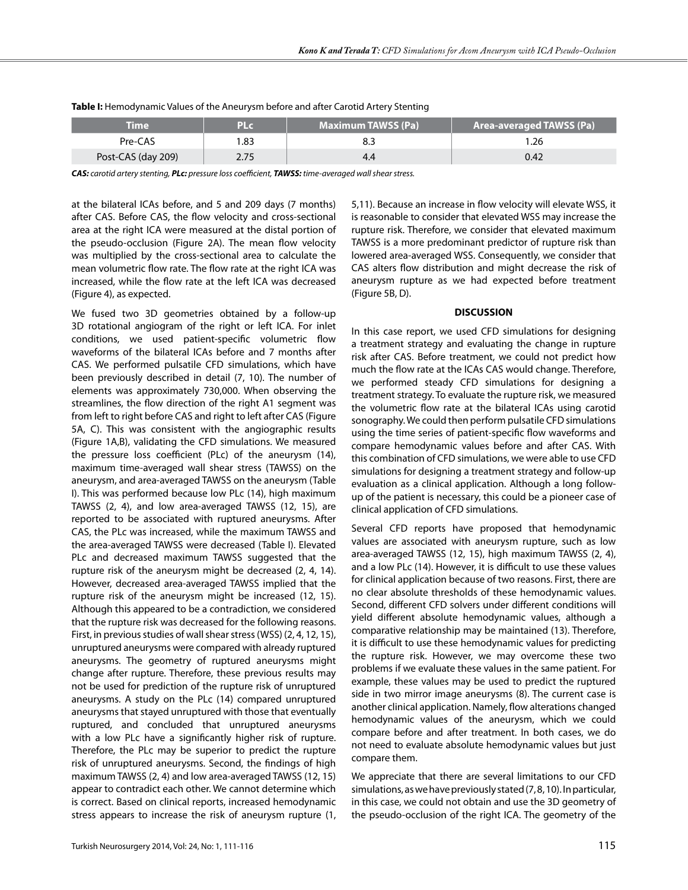**Table I:** Hemodynamic Values of the Aneurysm before and after Carotid Artery Stenting

| Time | PLc | Maximum TAWSS (Pa) | Area-averaged TAWSS (Pa) |
|---|---|---|---|
| Pre-CAS | 1.83 | 8.3 | 1.26 |
| Post-CAS (day 209) | 2.75 | 4.4 | 0.42 |

***CAS:** carotid artery stenting, **PLc:** pressure loss coefficient, **TAWSS:** time-averaged wall shear stress.*

at the bilateral ICAs before, and 5 and 209 days (7 months) after CAS. Before CAS, the flow velocity and cross-sectional area at the right ICA were measured at the distal portion of the pseudo-occlusion (Figure 2A). The mean flow velocity was multiplied by the cross-sectional area to calculate the mean volumetric flow rate. The flow rate at the right ICA was increased, while the flow rate at the left ICA was decreased (Figure 4), as expected.

We fused two 3D geometries obtained by a follow-up 3D rotational angiogram of the right or left ICA. For inlet conditions, we used patient-specific volumetric flow waveforms of the bilateral ICAs before and 7 months after CAS. We performed pulsatile CFD simulations, which have been previously described in detail (7, 10). The number of elements was approximately 730,000. When observing the streamlines, the flow direction of the right A1 segment was from left to right before CAS and right to left after CAS (Figure 5A, C). This was consistent with the angiographic results (Figure 1A,B), validating the CFD simulations. We measured the pressure loss coefficient (PLc) of the aneurysm (14), maximum time-averaged wall shear stress (TAWSS) on the aneurysm, and area-averaged TAWSS on the aneurysm (Table I). This was performed because low PLc (14), high maximum TAWSS (2, 4), and low area-averaged TAWSS (12, 15), are reported to be associated with ruptured aneurysms. After CAS, the PLc was increased, while the maximum TAWSS and the area-averaged TAWSS were decreased (Table I). Elevated PLc and decreased maximum TAWSS suggested that the rupture risk of the aneurysm might be decreased (2, 4, 14). However, decreased area-averaged TAWSS implied that the rupture risk of the aneurysm might be increased (12, 15). Although this appeared to be a contradiction, we considered that the rupture risk was decreased for the following reasons. First, in previous studies of wall shear stress (WSS) (2, 4, 12, 15), unruptured aneurysms were compared with already ruptured aneurysms. The geometry of ruptured aneurysms might change after rupture. Therefore, these previous results may not be used for prediction of the rupture risk of unruptured aneurysms. A study on the PLc (14) compared unruptured aneurysms that stayed unruptured with those that eventually ruptured, and concluded that unruptured aneurysms with a low PLc have a significantly higher risk of rupture. Therefore, the PLc may be superior to predict the rupture risk of unruptured aneurysms. Second, the findings of high maximum TAWSS (2, 4) and low area-averaged TAWSS (12, 15) appear to contradict each other. We cannot determine which is correct. Based on clinical reports, increased hemodynamic stress appears to increase the risk of aneurysm rupture (1, 5,11). Because an increase in flow velocity will elevate WSS, it is reasonable to consider that elevated WSS may increase the rupture risk. Therefore, we consider that elevated maximum TAWSS is a more predominant predictor of rupture risk than lowered area-averaged WSS. Consequently, we consider that CAS alters flow distribution and might decrease the risk of aneurysm rupture as we had expected before treatment (Figure 5B, D).

## DISCUSSION

In this case report, we used CFD simulations for designing a treatment strategy and evaluating the change in rupture risk after CAS. Before treatment, we could not predict how much the flow rate at the ICAs CAS would change. Therefore, we performed steady CFD simulations for designing a treatment strategy. To evaluate the rupture risk, we measured the volumetric flow rate at the bilateral ICAs using carotid sonography. We could then perform pulsatile CFD simulations using the time series of patient-specific flow waveforms and compare hemodynamic values before and after CAS. With this combination of CFD simulations, we were able to use CFD simulations for designing a treatment strategy and follow-up evaluation as a clinical application. Although a long follow-up of the patient is necessary, this could be a pioneer case of clinical application of CFD simulations.

Several CFD reports have proposed that hemodynamic values are associated with aneurysm rupture, such as low area-averaged TAWSS (12, 15), high maximum TAWSS (2, 4), and a low PLc (14). However, it is difficult to use these values for clinical application because of two reasons. First, there are no clear absolute thresholds of these hemodynamic values. Second, different CFD solvers under different conditions will yield different absolute hemodynamic values, although a comparative relationship may be maintained (13). Therefore, it is difficult to use these hemodynamic values for predicting the rupture risk. However, we may overcome these two problems if we evaluate these values in the same patient. For example, these values may be used to predict the ruptured side in two mirror image aneurysms (8). The current case is another clinical application. Namely, flow alterations changed hemodynamic values of the aneurysm, which we could compare before and after treatment. In both cases, we do not need to evaluate absolute hemodynamic values but just compare them.

We appreciate that there are several limitations to our CFD simulations, as we have previously stated (7, 8, 10). In particular, in this case, we could not obtain and use the 3D geometry of the pseudo-occlusion of the right ICA. The geometry of the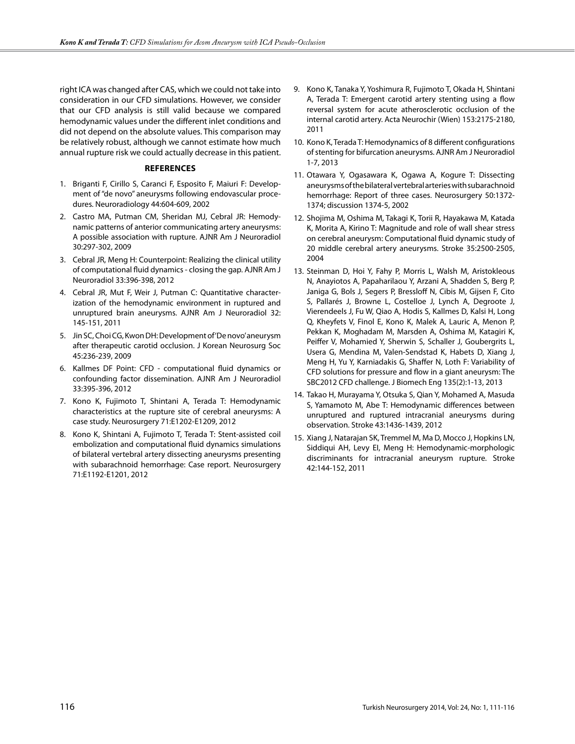right ICA was changed after CAS, which we could not take into consideration in our CFD simulations. However, we consider that our CFD analysis is still valid because we compared hemodynamic values under the different inlet conditions and did not depend on the absolute values. This comparison may be relatively robust, although we cannot estimate how much annual rupture risk we could actually decrease in this patient.

## REFERENCES

1. Briganti F, Cirillo S, Caranci F, Esposito F, Maiuri F: Development of "de novo" aneurysms following endovascular procedures. Neuroradiology 44:604-609, 2002
2. Castro MA, Putman CM, Sheridan MJ, Cebral JR: Hemodynamic patterns of anterior communicating artery aneurysms: A possible association with rupture. AJNR Am J Neuroradiol 30:297-302, 2009
3. Cebral JR, Meng H: Counterpoint: Realizing the clinical utility of computational fluid dynamics - closing the gap. AJNR Am J Neuroradiol 33:396-398, 2012
4. Cebral JR, Mut F, Weir J, Putman C: Quantitative characterization of the hemodynamic environment in ruptured and unruptured brain aneurysms. AJNR Am J Neuroradiol 32: 145-151, 2011
5. Jin SC, Choi CG, Kwon DH: Development of 'De novo' aneurysm after therapeutic carotid occlusion. J Korean Neurosurg Soc 45:236-239, 2009
6. Kallmes DF Point: CFD - computational fluid dynamics or confounding factor dissemination. AJNR Am J Neuroradiol 33:395-396, 2012
7. Kono K, Fujimoto T, Shintani A, Terada T: Hemodynamic characteristics at the rupture site of cerebral aneurysms: A case study. Neurosurgery 71:E1202-E1209, 2012
8. Kono K, Shintani A, Fujimoto T, Terada T: Stent-assisted coil embolization and computational fluid dynamics simulations of bilateral vertebral artery dissecting aneurysms presenting with subarachnoid hemorrhage: Case report. Neurosurgery 71:E1192-E1201, 2012
9. Kono K, Tanaka Y, Yoshimura R, Fujimoto T, Okada H, Shintani A, Terada T: Emergent carotid artery stenting using a flow reversal system for acute atherosclerotic occlusion of the internal carotid artery. Acta Neurochir (Wien) 153:2175-2180, 2011
10. Kono K, Terada T: Hemodynamics of 8 different configurations of stenting for bifurcation aneurysms. AJNR Am J Neuroradiol 1-7, 2013
11. Otawara Y, Ogasawara K, Ogawa A, Kogure T: Dissecting aneurysms of the bilateral vertebral arteries with subarachnoid hemorrhage: Report of three cases. Neurosurgery 50:1372-1374; discussion 1374-5, 2002
12. Shojima M, Oshima M, Takagi K, Torii R, Hayakawa M, Katada K, Morita A, Kirino T: Magnitude and role of wall shear stress on cerebral aneurysm: Computational fluid dynamic study of 20 middle cerebral artery aneurysms. Stroke 35:2500-2505, 2004
13. Steinman D, Hoi Y, Fahy P, Morris L, Walsh M, Aristokleous N, Anayiotos A, Papaharilaou Y, Arzani A, Shadden S, Berg P, Janiga G, Bols J, Segers P, Bressloff N, Cibis M, Gijsen F, Cito S, Pallarés J, Browne L, Costelloe J, Lynch A, Degroote J, Vierendeels J, Fu W, Qiao A, Hodis S, Kallmes D, Kalsi H, Long Q, Kheyfets V, Finol E, Kono K, Malek A, Lauric A, Menon P, Pekkan K, Moghadam M, Marsden A, Oshima M, Katagiri K, Peiffer V, Mohamied Y, Sherwin S, Schaller J, Goubergrits L, Usera G, Mendina M, Valen-Sendstad K, Habets D, Xiang J, Meng H, Yu Y, Karniadakis G, Shaffer N, Loth F: Variability of CFD solutions for pressure and flow in a giant aneurysm: The SBC2012 CFD challenge. J Biomech Eng 135(2):1-13, 2013
14. Takao H, Murayama Y, Otsuka S, Qian Y, Mohamed A, Masuda S, Yamamoto M, Abe T: Hemodynamic differences between unruptured and ruptured intracranial aneurysms during observation. Stroke 43:1436-1439, 2012
15. Xiang J, Natarajan SK, Tremmel M, Ma D, Mocco J, Hopkins LN, Siddiqui AH, Levy EI, Meng H: Hemodynamic-morphologic discriminants for intracranial aneurysm rupture. Stroke 42:144-152, 2011